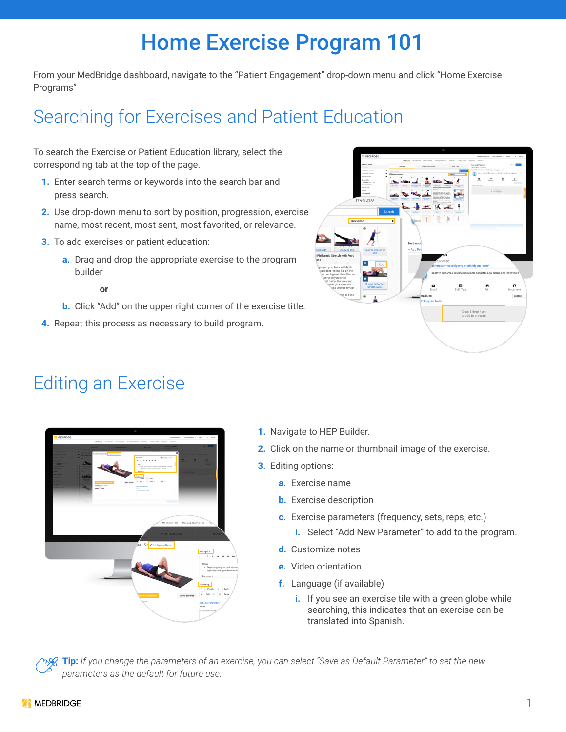# Home Exercise Program 101

From your MedBridge dashboard, navigate to the "Patient Engagement" drop-down menu and click "Home Exercise Programs"

## Searching for Exercises and Patient Education

To search the Exercise or Patient Education library, select the corresponding tab at the top of the page.

1. Enter search terms or keywords into the search bar and press search.
2. Use drop-down menu to sort by position, progression, exercise name, most recent, most sent, most favorited, or relevance.
3. To add exercises or patient education:
   a. Drag and drop the appropriate exercise to the program builder

      **or**

   b. Click "Add" on the upper right corner of the exercise title.
4. Repeat this process as necessary to build program.

## Editing an Exercise

1. Navigate to HEP Builder.
2. Click on the name or thumbnail image of the exercise.
3. Editing options:
   a. Exercise name
   b. Exercise description
   c. Exercise parameters (frequency, sets, reps, etc.)
      i. Select "Add New Parameter" to add to the program.
   d. Customize notes
   e. Video orientation
   f. Language (if available)
      i. If you see an exercise tile with a green globe while searching, this indicates that an exercise can be translated into Spanish.

**Tip:** *If you change the parameters of an exercise, you can select "Save as Default Parameter" to set the new parameters as the default for future use.*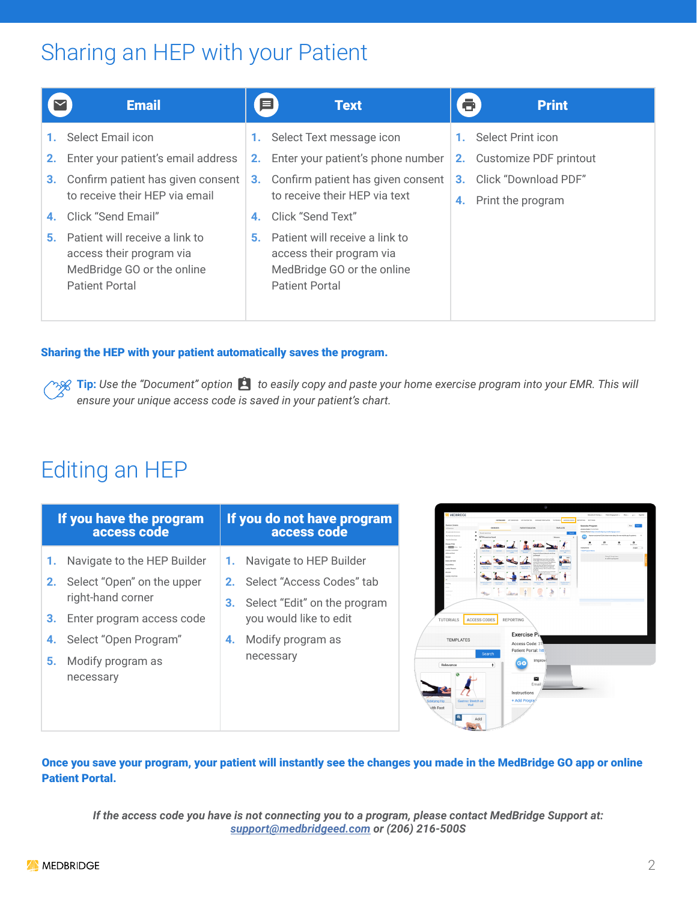# Sharing an HEP with your Patient

| Email | Text | Print |
|---|---|---|
| 1. Select Email icon<br>2. Enter your patient's email address<br>3. Confirm patient has given consent to receive their HEP via email<br>4. Click "Send Email"<br>5. Patient will receive a link to access their program via MedBridge GO or the online Patient Portal | 1. Select Text message icon<br>2. Enter your patient's phone number<br>3. Confirm patient has given consent to receive their HEP via text<br>4. Click "Send Text"<br>5. Patient will receive a link to access their program via MedBridge GO or the online Patient Portal | 1. Select Print icon<br>2. Customize PDF printout<br>3. Click "Download PDF"<br>4. Print the program |

**Sharing the HEP with your patient automatically saves the program.**

**Tip:** *Use the "Document" option to easily copy and paste your home exercise program into your EMR. This will ensure your unique access code is saved in your patient's chart.*

# Editing an HEP

| If you have the program access code | If you do not have program access code |
|---|---|
| 1. Navigate to the HEP Builder<br>2. Select "Open" on the upper right-hand corner<br>3. Enter program access code<br>4. Select "Open Program"<br>5. Modify program as necessary | 1. Navigate to HEP Builder<br>2. Select "Access Codes" tab<br>3. Select "Edit" on the program you would like to edit<br>4. Modify program as necessary |

**Once you save your program, your patient will instantly see the changes you made in the MedBridge GO app or online Patient Portal.**

***If the access code you have is not connecting you to a program, please contact MedBridge Support at: support@medbridgeed.com or (206) 216-500S***